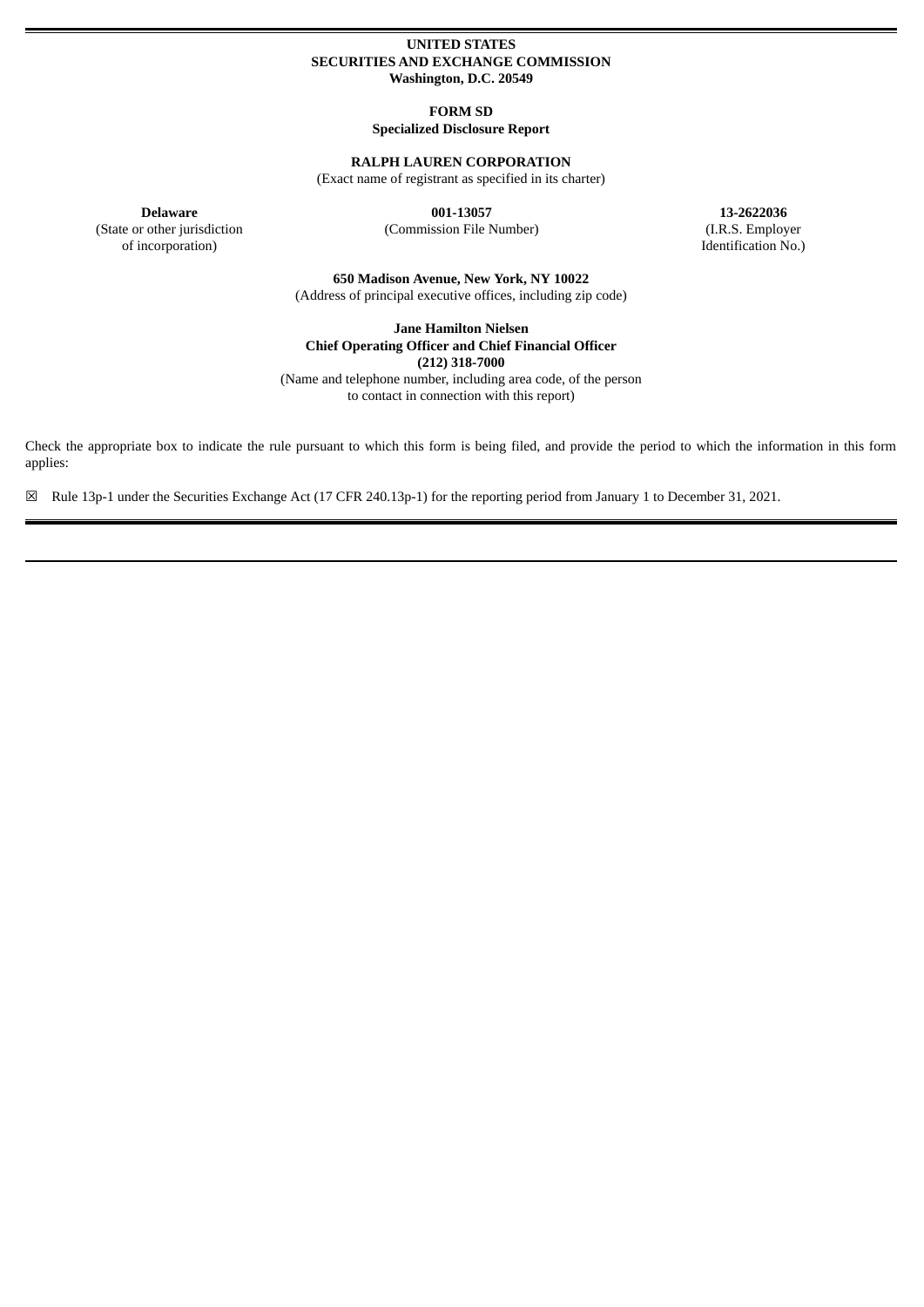**UNITED STATES**
**SECURITIES AND EXCHANGE COMMISSION**
**Washington, D.C. 20549**

**FORM SD**
**Specialized Disclosure Report**

**RALPH LAUREN CORPORATION**
(Exact name of registrant as specified in its charter)

| **Delaware** | **001-13057** | **13-2622036** |
|---|---|---|
| (State or other jurisdiction of incorporation) | (Commission File Number) | (I.R.S. Employer Identification No.) |

**650 Madison Avenue, New York, NY 10022**
(Address of principal executive offices, including zip code)

**Jane Hamilton Nielsen**
**Chief Operating Officer and Chief Financial Officer**
**(212) 318-7000**
(Name and telephone number, including area code, of the person to contact in connection with this report)

Check the appropriate box to indicate the rule pursuant to which this form is being filed, and provide the period to which the information in this form applies:

☒ Rule 13p-1 under the Securities Exchange Act (17 CFR 240.13p-1) for the reporting period from January 1 to December 31, 2021.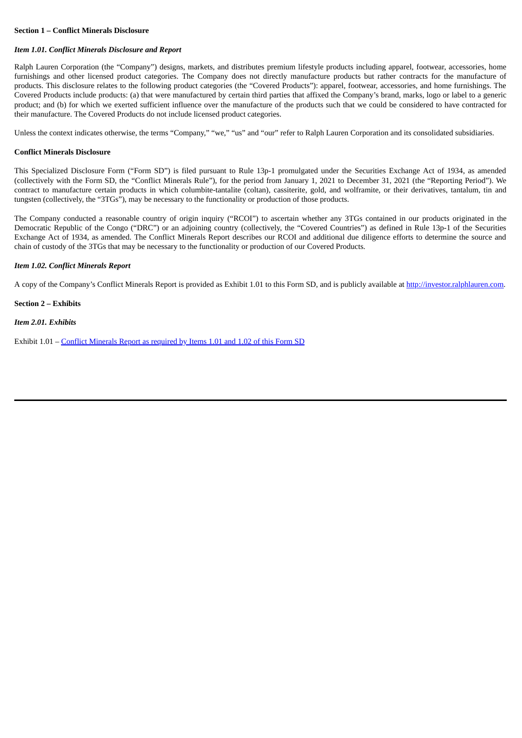**Section 1 – Conflict Minerals Disclosure**

***Item 1.01. Conflict Minerals Disclosure and Report***

Ralph Lauren Corporation (the "Company") designs, markets, and distributes premium lifestyle products including apparel, footwear, accessories, home furnishings and other licensed product categories. The Company does not directly manufacture products but rather contracts for the manufacture of products. This disclosure relates to the following product categories (the "Covered Products"): apparel, footwear, accessories, and home furnishings. The Covered Products include products: (a) that were manufactured by certain third parties that affixed the Company's brand, marks, logo or label to a generic product; and (b) for which we exerted sufficient influence over the manufacture of the products such that we could be considered to have contracted for their manufacture. The Covered Products do not include licensed product categories.

Unless the context indicates otherwise, the terms "Company," "we," "us" and "our" refer to Ralph Lauren Corporation and its consolidated subsidiaries.

**Conflict Minerals Disclosure**

This Specialized Disclosure Form ("Form SD") is filed pursuant to Rule 13p-1 promulgated under the Securities Exchange Act of 1934, as amended (collectively with the Form SD, the "Conflict Minerals Rule"), for the period from January 1, 2021 to December 31, 2021 (the "Reporting Period"). We contract to manufacture certain products in which columbite-tantalite (coltan), cassiterite, gold, and wolframite, or their derivatives, tantalum, tin and tungsten (collectively, the "3TGs"), may be necessary to the functionality or production of those products.

The Company conducted a reasonable country of origin inquiry ("RCOI") to ascertain whether any 3TGs contained in our products originated in the Democratic Republic of the Congo ("DRC") or an adjoining country (collectively, the "Covered Countries") as defined in Rule 13p-1 of the Securities Exchange Act of 1934, as amended. The Conflict Minerals Report describes our RCOI and additional due diligence efforts to determine the source and chain of custody of the 3TGs that may be necessary to the functionality or production of our Covered Products.

***Item 1.02. Conflict Minerals Report***

A copy of the Company's Conflict Minerals Report is provided as Exhibit 1.01 to this Form SD, and is publicly available at http://investor.ralphlauren.com.

**Section 2 – Exhibits**

***Item 2.01. Exhibits***

Exhibit 1.01 – Conflict Minerals Report as required by Items 1.01 and 1.02 of this Form SD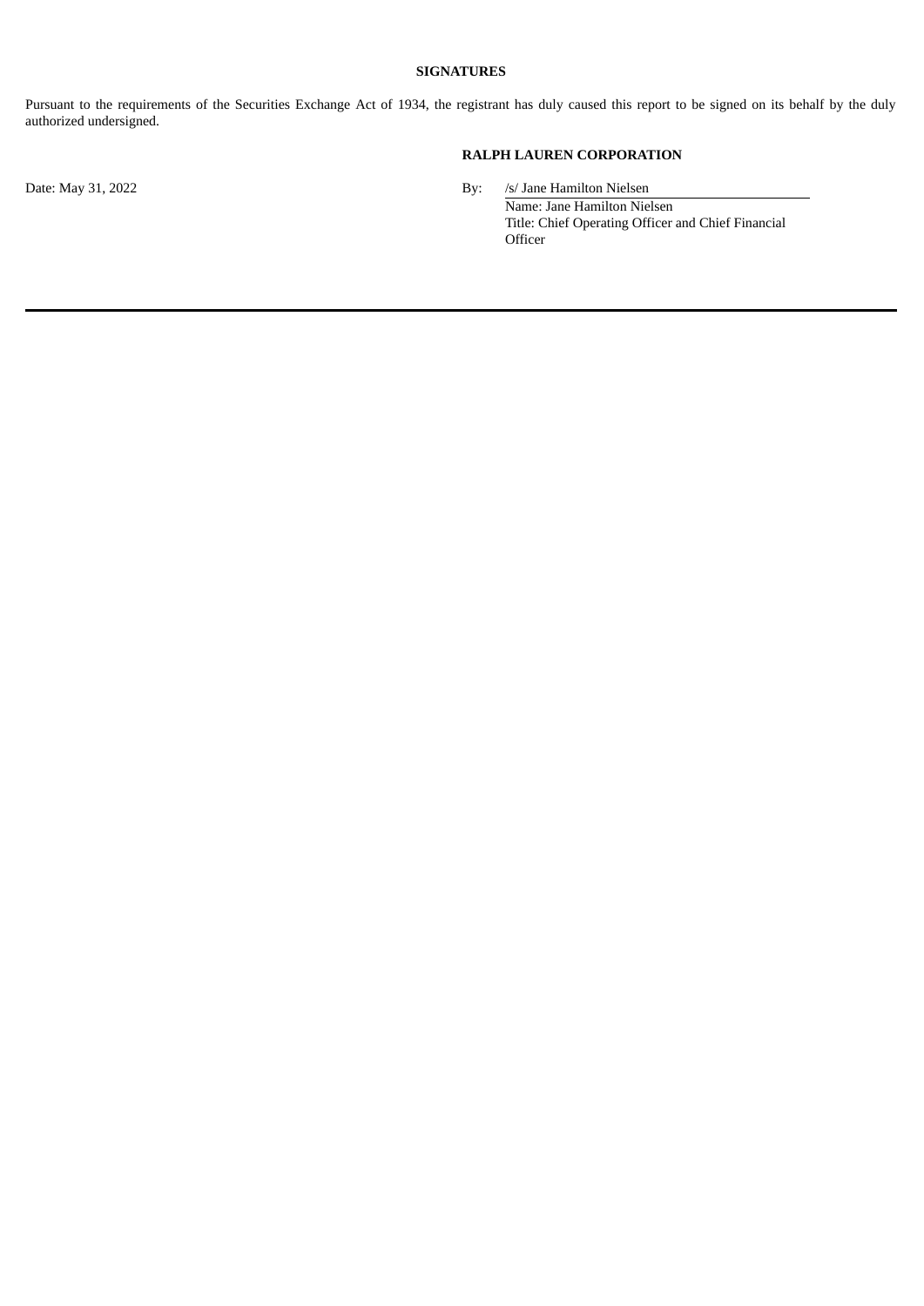**SIGNATURES**

Pursuant to the requirements of the Securities Exchange Act of 1934, the registrant has duly caused this report to be signed on its behalf by the duly authorized undersigned.

**RALPH LAUREN CORPORATION**

Date: May 31, 2022

By: /s/ Jane Hamilton Nielsen

Name: Jane Hamilton Nielsen

Title: Chief Operating Officer and Chief Financial Officer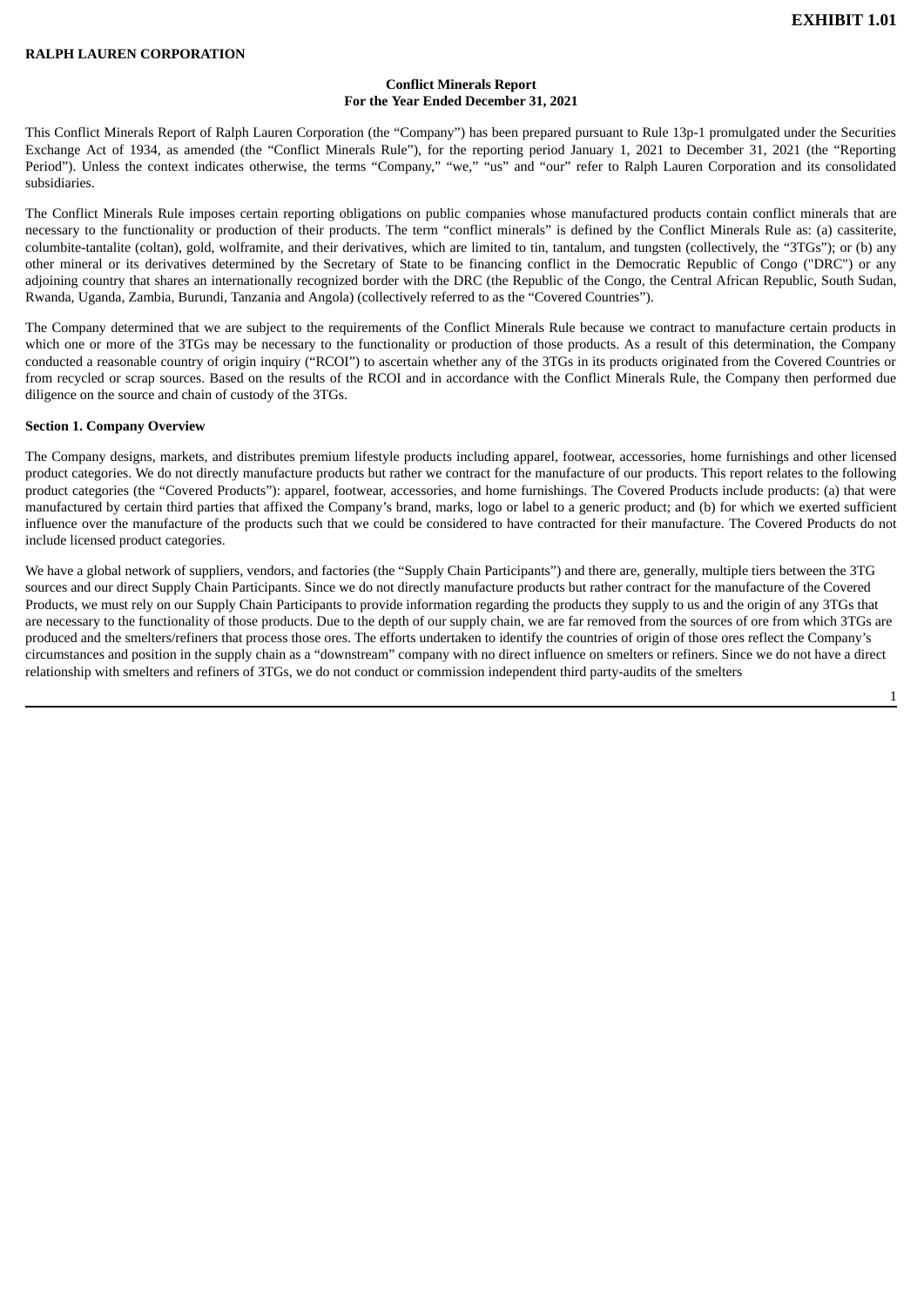**EXHIBIT 1.01**

**RALPH LAUREN CORPORATION**

**Conflict Minerals Report**
**For the Year Ended December 31, 2021**

This Conflict Minerals Report of Ralph Lauren Corporation (the "Company") has been prepared pursuant to Rule 13p-1 promulgated under the Securities Exchange Act of 1934, as amended (the "Conflict Minerals Rule"), for the reporting period January 1, 2021 to December 31, 2021 (the "Reporting Period"). Unless the context indicates otherwise, the terms "Company," "we," "us" and "our" refer to Ralph Lauren Corporation and its consolidated subsidiaries.

The Conflict Minerals Rule imposes certain reporting obligations on public companies whose manufactured products contain conflict minerals that are necessary to the functionality or production of their products. The term "conflict minerals" is defined by the Conflict Minerals Rule as: (a) cassiterite, columbite-tantalite (coltan), gold, wolframite, and their derivatives, which are limited to tin, tantalum, and tungsten (collectively, the "3TGs"); or (b) any other mineral or its derivatives determined by the Secretary of State to be financing conflict in the Democratic Republic of Congo ("DRC") or any adjoining country that shares an internationally recognized border with the DRC (the Republic of the Congo, the Central African Republic, South Sudan, Rwanda, Uganda, Zambia, Burundi, Tanzania and Angola) (collectively referred to as the "Covered Countries").

The Company determined that we are subject to the requirements of the Conflict Minerals Rule because we contract to manufacture certain products in which one or more of the 3TGs may be necessary to the functionality or production of those products. As a result of this determination, the Company conducted a reasonable country of origin inquiry ("RCOI") to ascertain whether any of the 3TGs in its products originated from the Covered Countries or from recycled or scrap sources. Based on the results of the RCOI and in accordance with the Conflict Minerals Rule, the Company then performed due diligence on the source and chain of custody of the 3TGs.

**Section 1. Company Overview**

The Company designs, markets, and distributes premium lifestyle products including apparel, footwear, accessories, home furnishings and other licensed product categories. We do not directly manufacture products but rather we contract for the manufacture of our products. This report relates to the following product categories (the "Covered Products"): apparel, footwear, accessories, and home furnishings. The Covered Products include products: (a) that were manufactured by certain third parties that affixed the Company's brand, marks, logo or label to a generic product; and (b) for which we exerted sufficient influence over the manufacture of the products such that we could be considered to have contracted for their manufacture. The Covered Products do not include licensed product categories.

We have a global network of suppliers, vendors, and factories (the "Supply Chain Participants") and there are, generally, multiple tiers between the 3TG sources and our direct Supply Chain Participants. Since we do not directly manufacture products but rather contract for the manufacture of the Covered Products, we must rely on our Supply Chain Participants to provide information regarding the products they supply to us and the origin of any 3TGs that are necessary to the functionality of those products. Due to the depth of our supply chain, we are far removed from the sources of ore from which 3TGs are produced and the smelters/refiners that process those ores. The efforts undertaken to identify the countries of origin of those ores reflect the Company's circumstances and position in the supply chain as a "downstream" company with no direct influence on smelters or refiners. Since we do not have a direct relationship with smelters and refiners of 3TGs, we do not conduct or commission independent third party-audits of the smelters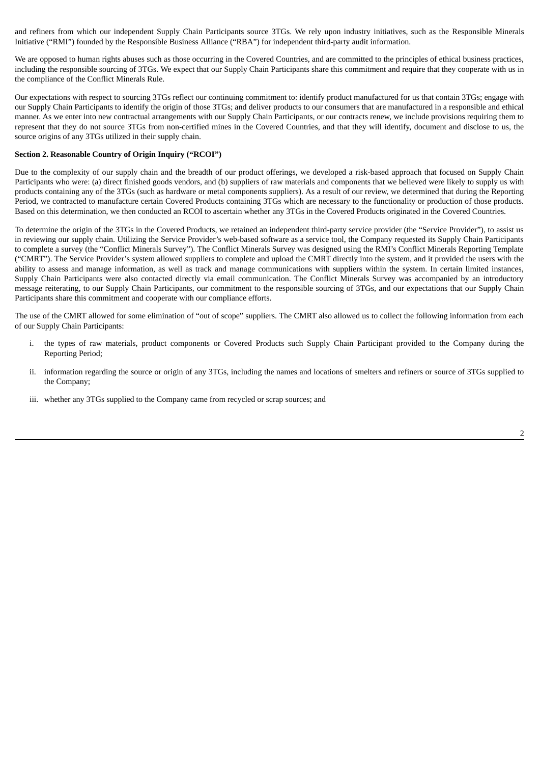and refiners from which our independent Supply Chain Participants source 3TGs. We rely upon industry initiatives, such as the Responsible Minerals Initiative ("RMI") founded by the Responsible Business Alliance ("RBA") for independent third-party audit information.

We are opposed to human rights abuses such as those occurring in the Covered Countries, and are committed to the principles of ethical business practices, including the responsible sourcing of 3TGs. We expect that our Supply Chain Participants share this commitment and require that they cooperate with us in the compliance of the Conflict Minerals Rule.

Our expectations with respect to sourcing 3TGs reflect our continuing commitment to: identify product manufactured for us that contain 3TGs; engage with our Supply Chain Participants to identify the origin of those 3TGs; and deliver products to our consumers that are manufactured in a responsible and ethical manner. As we enter into new contractual arrangements with our Supply Chain Participants, or our contracts renew, we include provisions requiring them to represent that they do not source 3TGs from non-certified mines in the Covered Countries, and that they will identify, document and disclose to us, the source origins of any 3TGs utilized in their supply chain.

**Section 2. Reasonable Country of Origin Inquiry ("RCOI")**

Due to the complexity of our supply chain and the breadth of our product offerings, we developed a risk-based approach that focused on Supply Chain Participants who were: (a) direct finished goods vendors, and (b) suppliers of raw materials and components that we believed were likely to supply us with products containing any of the 3TGs (such as hardware or metal components suppliers). As a result of our review, we determined that during the Reporting Period, we contracted to manufacture certain Covered Products containing 3TGs which are necessary to the functionality or production of those products. Based on this determination, we then conducted an RCOI to ascertain whether any 3TGs in the Covered Products originated in the Covered Countries.

To determine the origin of the 3TGs in the Covered Products, we retained an independent third-party service provider (the "Service Provider"), to assist us in reviewing our supply chain. Utilizing the Service Provider's web-based software as a service tool, the Company requested its Supply Chain Participants to complete a survey (the "Conflict Minerals Survey"). The Conflict Minerals Survey was designed using the RMI's Conflict Minerals Reporting Template ("CMRT"). The Service Provider's system allowed suppliers to complete and upload the CMRT directly into the system, and it provided the users with the ability to assess and manage information, as well as track and manage communications with suppliers within the system. In certain limited instances, Supply Chain Participants were also contacted directly via email communication. The Conflict Minerals Survey was accompanied by an introductory message reiterating, to our Supply Chain Participants, our commitment to the responsible sourcing of 3TGs, and our expectations that our Supply Chain Participants share this commitment and cooperate with our compliance efforts.

The use of the CMRT allowed for some elimination of "out of scope" suppliers. The CMRT also allowed us to collect the following information from each of our Supply Chain Participants:

i. the types of raw materials, product components or Covered Products such Supply Chain Participant provided to the Company during the Reporting Period;

ii. information regarding the source or origin of any 3TGs, including the names and locations of smelters and refiners or source of 3TGs supplied to the Company;

iii. whether any 3TGs supplied to the Company came from recycled or scrap sources; and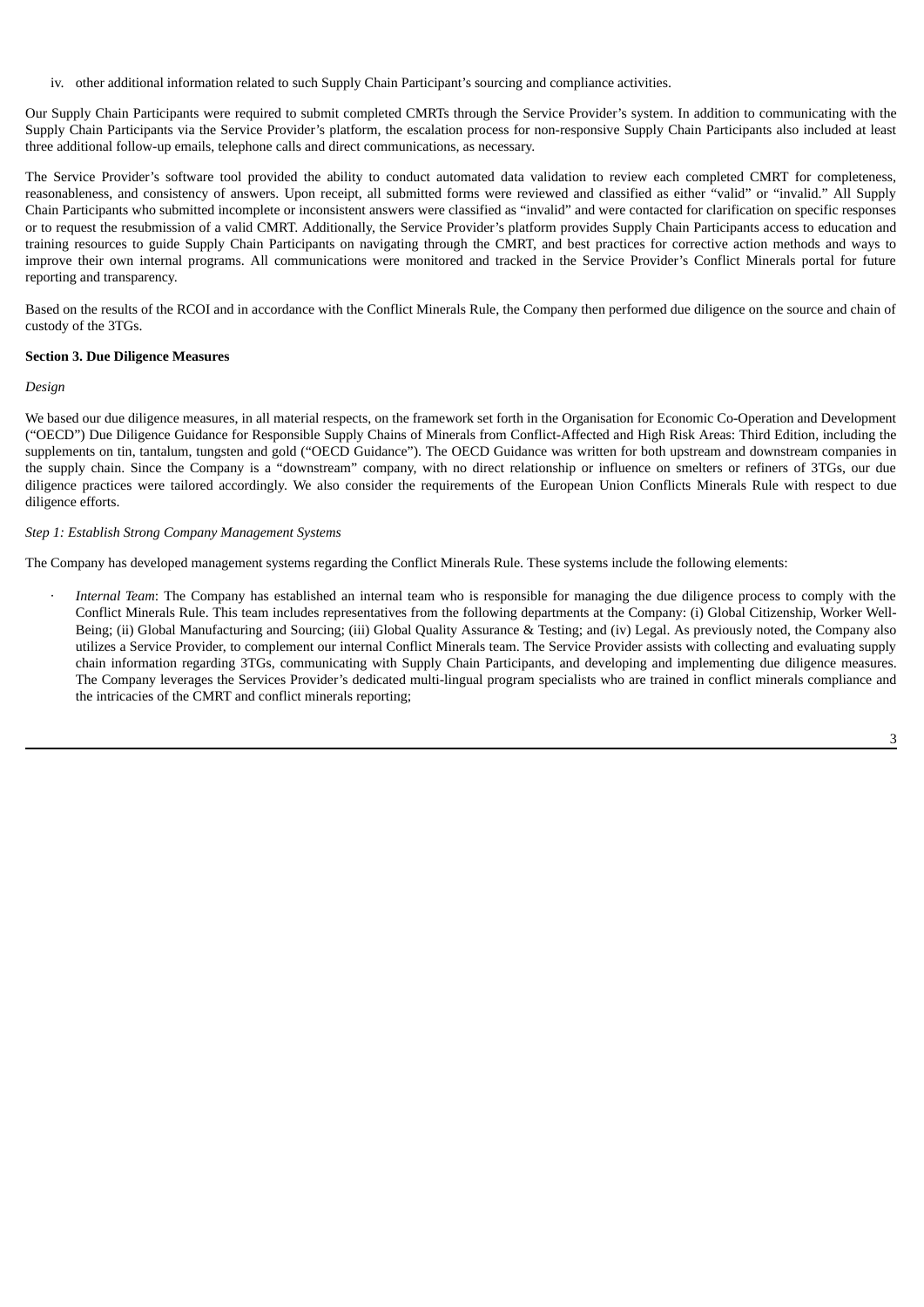iv. other additional information related to such Supply Chain Participant's sourcing and compliance activities.

Our Supply Chain Participants were required to submit completed CMRTs through the Service Provider's system. In addition to communicating with the Supply Chain Participants via the Service Provider's platform, the escalation process for non-responsive Supply Chain Participants also included at least three additional follow-up emails, telephone calls and direct communications, as necessary.

The Service Provider's software tool provided the ability to conduct automated data validation to review each completed CMRT for completeness, reasonableness, and consistency of answers. Upon receipt, all submitted forms were reviewed and classified as either "valid" or "invalid." All Supply Chain Participants who submitted incomplete or inconsistent answers were classified as "invalid" and were contacted for clarification on specific responses or to request the resubmission of a valid CMRT. Additionally, the Service Provider's platform provides Supply Chain Participants access to education and training resources to guide Supply Chain Participants on navigating through the CMRT, and best practices for corrective action methods and ways to improve their own internal programs. All communications were monitored and tracked in the Service Provider's Conflict Minerals portal for future reporting and transparency.

Based on the results of the RCOI and in accordance with the Conflict Minerals Rule, the Company then performed due diligence on the source and chain of custody of the 3TGs.

**Section 3. Due Diligence Measures**

*Design*

We based our due diligence measures, in all material respects, on the framework set forth in the Organisation for Economic Co-Operation and Development ("OECD") Due Diligence Guidance for Responsible Supply Chains of Minerals from Conflict-Affected and High Risk Areas: Third Edition, including the supplements on tin, tantalum, tungsten and gold ("OECD Guidance"). The OECD Guidance was written for both upstream and downstream companies in the supply chain. Since the Company is a "downstream" company, with no direct relationship or influence on smelters or refiners of 3TGs, our due diligence practices were tailored accordingly. We also consider the requirements of the European Union Conflicts Minerals Rule with respect to due diligence efforts.

*Step 1: Establish Strong Company Management Systems*

The Company has developed management systems regarding the Conflict Minerals Rule. These systems include the following elements:

- *Internal Team*: The Company has established an internal team who is responsible for managing the due diligence process to comply with the Conflict Minerals Rule. This team includes representatives from the following departments at the Company: (i) Global Citizenship, Worker Well-Being; (ii) Global Manufacturing and Sourcing; (iii) Global Quality Assurance & Testing; and (iv) Legal. As previously noted, the Company also utilizes a Service Provider, to complement our internal Conflict Minerals team. The Service Provider assists with collecting and evaluating supply chain information regarding 3TGs, communicating with Supply Chain Participants, and developing and implementing due diligence measures. The Company leverages the Services Provider's dedicated multi-lingual program specialists who are trained in conflict minerals compliance and the intricacies of the CMRT and conflict minerals reporting;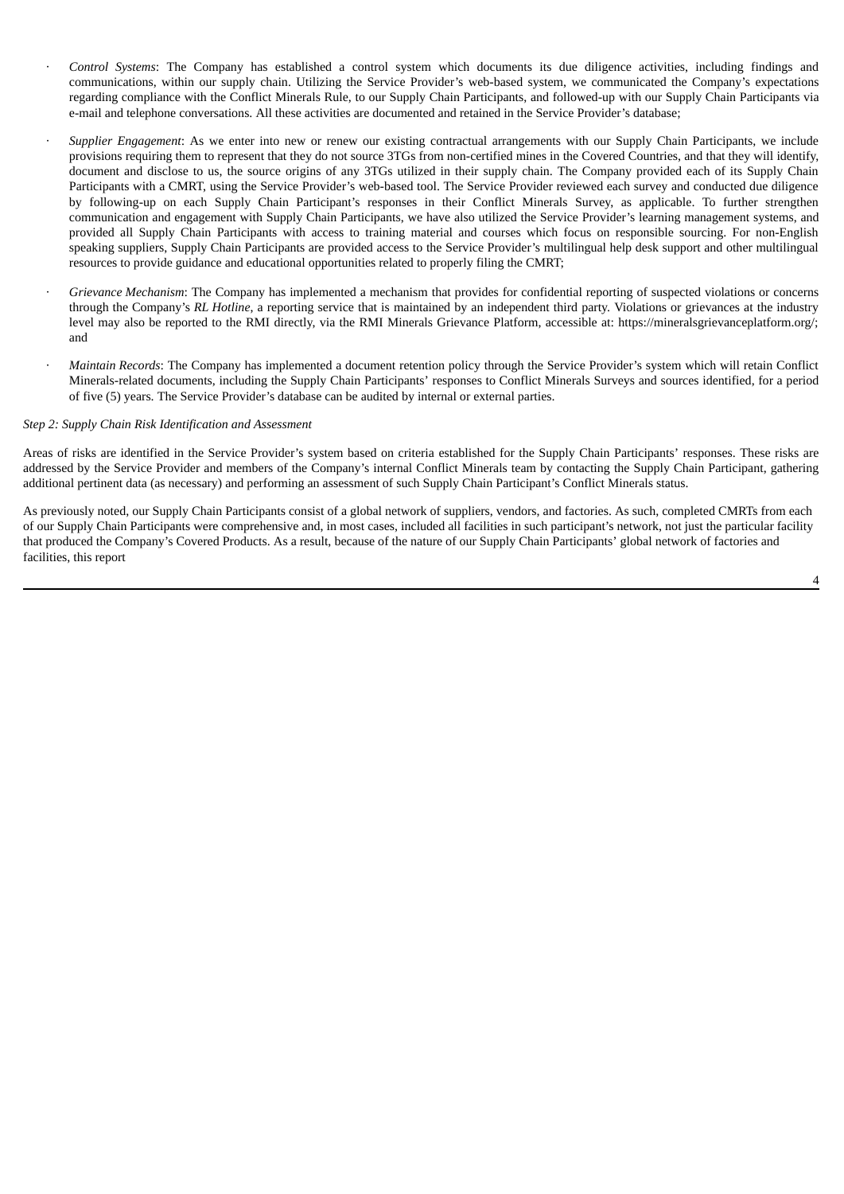- *Control Systems*: The Company has established a control system which documents its due diligence activities, including findings and communications, within our supply chain. Utilizing the Service Provider's web-based system, we communicated the Company's expectations regarding compliance with the Conflict Minerals Rule, to our Supply Chain Participants, and followed-up with our Supply Chain Participants via e-mail and telephone conversations. All these activities are documented and retained in the Service Provider's database;

- *Supplier Engagement*: As we enter into new or renew our existing contractual arrangements with our Supply Chain Participants, we include provisions requiring them to represent that they do not source 3TGs from non-certified mines in the Covered Countries, and that they will identify, document and disclose to us, the source origins of any 3TGs utilized in their supply chain. The Company provided each of its Supply Chain Participants with a CMRT, using the Service Provider's web-based tool. The Service Provider reviewed each survey and conducted due diligence by following-up on each Supply Chain Participant's responses in their Conflict Minerals Survey, as applicable. To further strengthen communication and engagement with Supply Chain Participants, we have also utilized the Service Provider's learning management systems, and provided all Supply Chain Participants with access to training material and courses which focus on responsible sourcing. For non-English speaking suppliers, Supply Chain Participants are provided access to the Service Provider's multilingual help desk support and other multilingual resources to provide guidance and educational opportunities related to properly filing the CMRT;

- *Grievance Mechanism*: The Company has implemented a mechanism that provides for confidential reporting of suspected violations or concerns through the Company's *RL Hotline*, a reporting service that is maintained by an independent third party. Violations or grievances at the industry level may also be reported to the RMI directly, via the RMI Minerals Grievance Platform, accessible at: https://mineralsgrievanceplatform.org/; and

- *Maintain Records*: The Company has implemented a document retention policy through the Service Provider's system which will retain Conflict Minerals-related documents, including the Supply Chain Participants' responses to Conflict Minerals Surveys and sources identified, for a period of five (5) years. The Service Provider's database can be audited by internal or external parties.

*Step 2: Supply Chain Risk Identification and Assessment*

Areas of risks are identified in the Service Provider's system based on criteria established for the Supply Chain Participants' responses. These risks are addressed by the Service Provider and members of the Company's internal Conflict Minerals team by contacting the Supply Chain Participant, gathering additional pertinent data (as necessary) and performing an assessment of such Supply Chain Participant's Conflict Minerals status.

As previously noted, our Supply Chain Participants consist of a global network of suppliers, vendors, and factories. As such, completed CMRTs from each of our Supply Chain Participants were comprehensive and, in most cases, included all facilities in such participant's network, not just the particular facility that produced the Company's Covered Products. As a result, because of the nature of our Supply Chain Participants' global network of factories and facilities, this report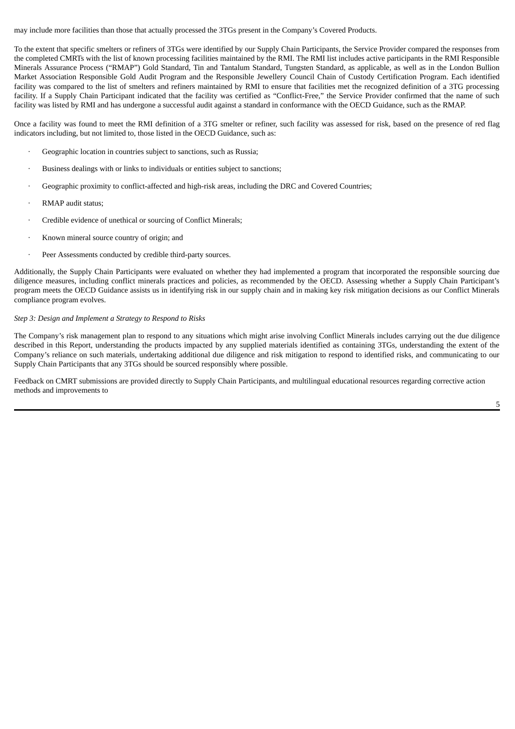may include more facilities than those that actually processed the 3TGs present in the Company's Covered Products.

To the extent that specific smelters or refiners of 3TGs were identified by our Supply Chain Participants, the Service Provider compared the responses from the completed CMRTs with the list of known processing facilities maintained by the RMI. The RMI list includes active participants in the RMI Responsible Minerals Assurance Process ("RMAP") Gold Standard, Tin and Tantalum Standard, Tungsten Standard, as applicable, as well as in the London Bullion Market Association Responsible Gold Audit Program and the Responsible Jewellery Council Chain of Custody Certification Program. Each identified facility was compared to the list of smelters and refiners maintained by RMI to ensure that facilities met the recognized definition of a 3TG processing facility. If a Supply Chain Participant indicated that the facility was certified as "Conflict-Free," the Service Provider confirmed that the name of such facility was listed by RMI and has undergone a successful audit against a standard in conformance with the OECD Guidance, such as the RMAP.

Once a facility was found to meet the RMI definition of a 3TG smelter or refiner, such facility was assessed for risk, based on the presence of red flag indicators including, but not limited to, those listed in the OECD Guidance, such as:

- Geographic location in countries subject to sanctions, such as Russia;
- Business dealings with or links to individuals or entities subject to sanctions;
- Geographic proximity to conflict-affected and high-risk areas, including the DRC and Covered Countries;
- RMAP audit status;
- Credible evidence of unethical or sourcing of Conflict Minerals;
- Known mineral source country of origin; and
- Peer Assessments conducted by credible third-party sources.

Additionally, the Supply Chain Participants were evaluated on whether they had implemented a program that incorporated the responsible sourcing due diligence measures, including conflict minerals practices and policies, as recommended by the OECD. Assessing whether a Supply Chain Participant's program meets the OECD Guidance assists us in identifying risk in our supply chain and in making key risk mitigation decisions as our Conflict Minerals compliance program evolves.

*Step 3: Design and Implement a Strategy to Respond to Risks*

The Company's risk management plan to respond to any situations which might arise involving Conflict Minerals includes carrying out the due diligence described in this Report, understanding the products impacted by any supplied materials identified as containing 3TGs, understanding the extent of the Company's reliance on such materials, undertaking additional due diligence and risk mitigation to respond to identified risks, and communicating to our Supply Chain Participants that any 3TGs should be sourced responsibly where possible.

Feedback on CMRT submissions are provided directly to Supply Chain Participants, and multilingual educational resources regarding corrective action methods and improvements to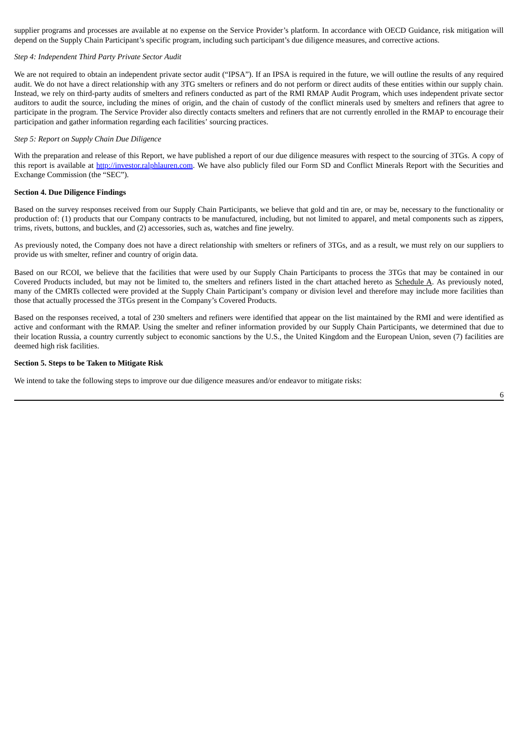supplier programs and processes are available at no expense on the Service Provider's platform. In accordance with OECD Guidance, risk mitigation will depend on the Supply Chain Participant's specific program, including such participant's due diligence measures, and corrective actions.

*Step 4: Independent Third Party Private Sector Audit*

We are not required to obtain an independent private sector audit ("IPSA"). If an IPSA is required in the future, we will outline the results of any required audit. We do not have a direct relationship with any 3TG smelters or refiners and do not perform or direct audits of these entities within our supply chain. Instead, we rely on third-party audits of smelters and refiners conducted as part of the RMI RMAP Audit Program, which uses independent private sector auditors to audit the source, including the mines of origin, and the chain of custody of the conflict minerals used by smelters and refiners that agree to participate in the program. The Service Provider also directly contacts smelters and refiners that are not currently enrolled in the RMAP to encourage their participation and gather information regarding each facilities' sourcing practices.

*Step 5: Report on Supply Chain Due Diligence*

With the preparation and release of this Report, we have published a report of our due diligence measures with respect to the sourcing of 3TGs. A copy of this report is available at [http://investor.ralphlauren.com](http://investor.ralphlauren.com). We have also publicly filed our Form SD and Conflict Minerals Report with the Securities and Exchange Commission (the "SEC").

**Section 4. Due Diligence Findings**

Based on the survey responses received from our Supply Chain Participants, we believe that gold and tin are, or may be, necessary to the functionality or production of: (1) products that our Company contracts to be manufactured, including, but not limited to apparel, and metal components such as zippers, trims, rivets, buttons, and buckles, and (2) accessories, such as, watches and fine jewelry.

As previously noted, the Company does not have a direct relationship with smelters or refiners of 3TGs, and as a result, we must rely on our suppliers to provide us with smelter, refiner and country of origin data.

Based on our RCOI, we believe that the facilities that were used by our Supply Chain Participants to process the 3TGs that may be contained in our Covered Products included, but may not be limited to, the smelters and refiners listed in the chart attached hereto as Schedule A. As previously noted, many of the CMRTs collected were provided at the Supply Chain Participant's company or division level and therefore may include more facilities than those that actually processed the 3TGs present in the Company's Covered Products.

Based on the responses received, a total of 230 smelters and refiners were identified that appear on the list maintained by the RMI and were identified as active and conformant with the RMAP. Using the smelter and refiner information provided by our Supply Chain Participants, we determined that due to their location Russia, a country currently subject to economic sanctions by the U.S., the United Kingdom and the European Union, seven (7) facilities are deemed high risk facilities.

**Section 5. Steps to be Taken to Mitigate Risk**

We intend to take the following steps to improve our due diligence measures and/or endeavor to mitigate risks: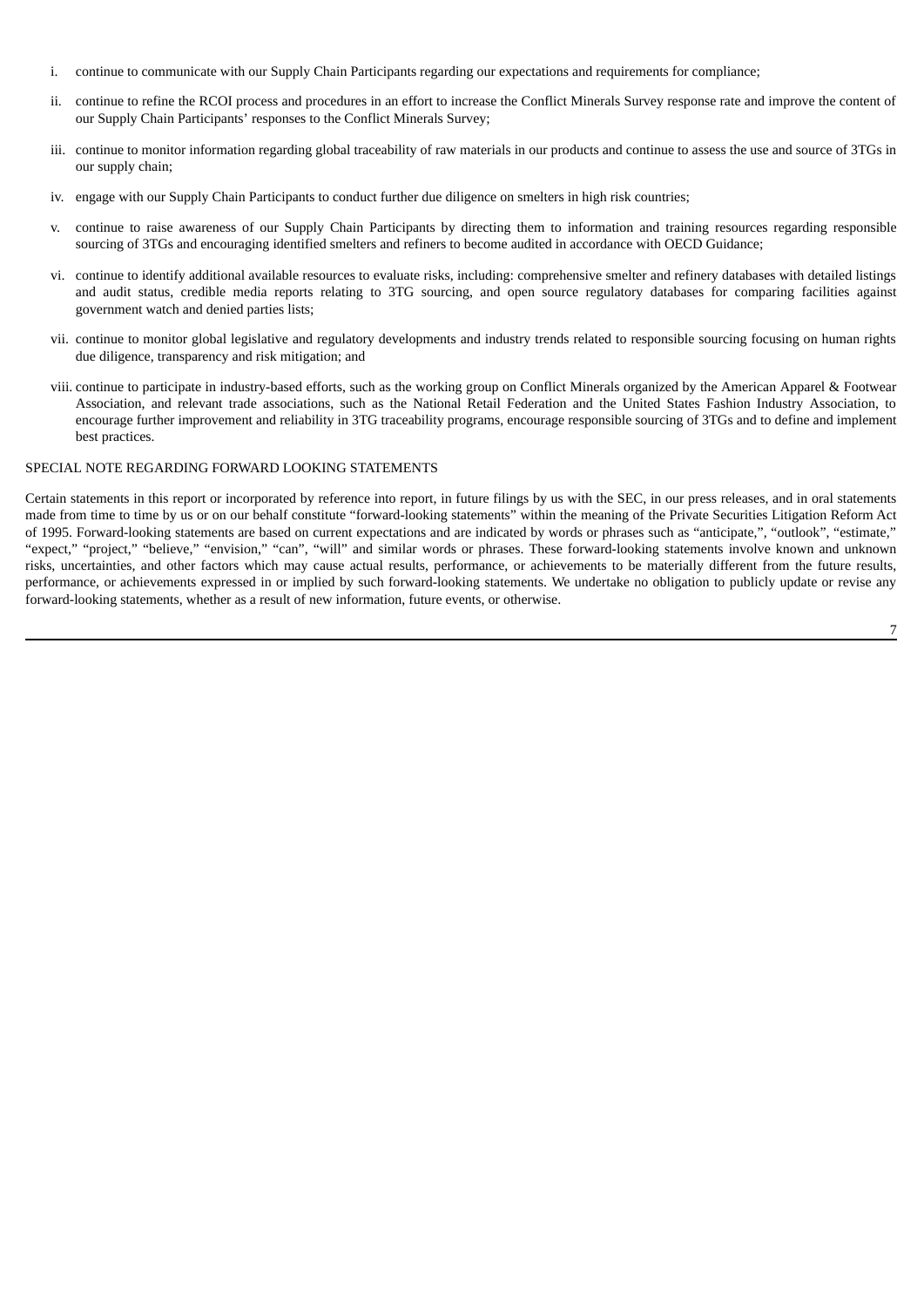i. continue to communicate with our Supply Chain Participants regarding our expectations and requirements for compliance;

ii. continue to refine the RCOI process and procedures in an effort to increase the Conflict Minerals Survey response rate and improve the content of our Supply Chain Participants' responses to the Conflict Minerals Survey;

iii. continue to monitor information regarding global traceability of raw materials in our products and continue to assess the use and source of 3TGs in our supply chain;

iv. engage with our Supply Chain Participants to conduct further due diligence on smelters in high risk countries;

v. continue to raise awareness of our Supply Chain Participants by directing them to information and training resources regarding responsible sourcing of 3TGs and encouraging identified smelters and refiners to become audited in accordance with OECD Guidance;

vi. continue to identify additional available resources to evaluate risks, including: comprehensive smelter and refinery databases with detailed listings and audit status, credible media reports relating to 3TG sourcing, and open source regulatory databases for comparing facilities against government watch and denied parties lists;

vii. continue to monitor global legislative and regulatory developments and industry trends related to responsible sourcing focusing on human rights due diligence, transparency and risk mitigation; and

viii. continue to participate in industry-based efforts, such as the working group on Conflict Minerals organized by the American Apparel & Footwear Association, and relevant trade associations, such as the National Retail Federation and the United States Fashion Industry Association, to encourage further improvement and reliability in 3TG traceability programs, encourage responsible sourcing of 3TGs and to define and implement best practices.

SPECIAL NOTE REGARDING FORWARD LOOKING STATEMENTS

Certain statements in this report or incorporated by reference into report, in future filings by us with the SEC, in our press releases, and in oral statements made from time to time by us or on our behalf constitute "forward-looking statements" within the meaning of the Private Securities Litigation Reform Act of 1995. Forward-looking statements are based on current expectations and are indicated by words or phrases such as "anticipate,", "outlook", "estimate," "expect," "project," "believe," "envision," "can", "will" and similar words or phrases. These forward-looking statements involve known and unknown risks, uncertainties, and other factors which may cause actual results, performance, or achievements to be materially different from the future results, performance, or achievements expressed in or implied by such forward-looking statements. We undertake no obligation to publicly update or revise any forward-looking statements, whether as a result of new information, future events, or otherwise.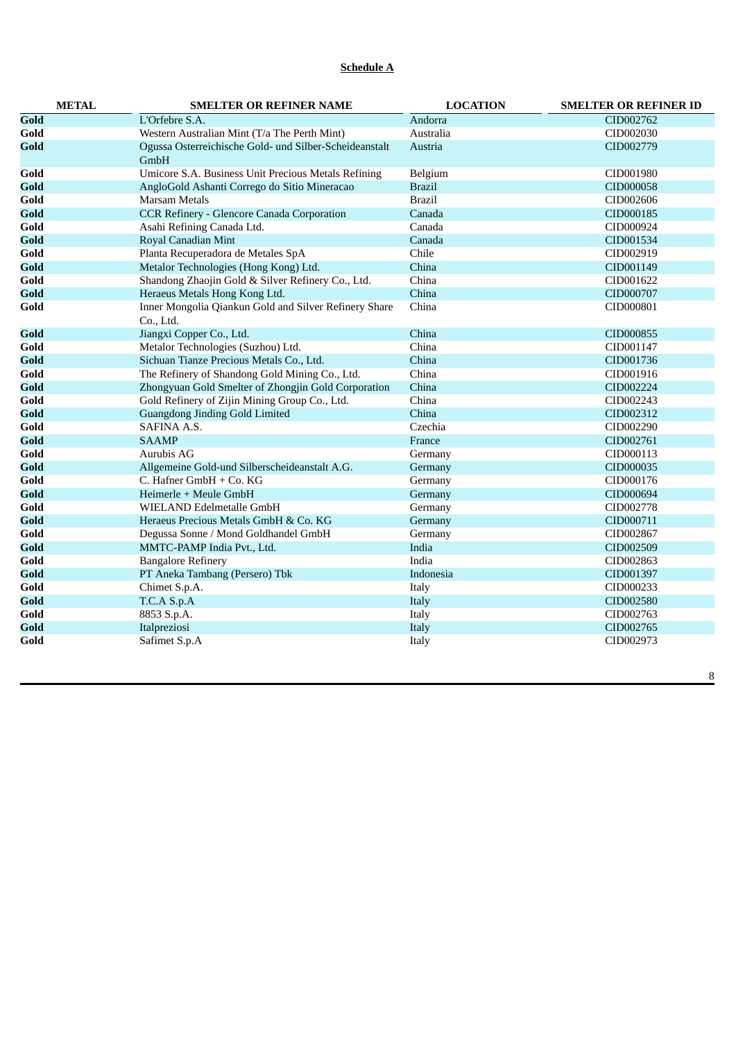**Schedule A**

| METAL | SMELTER OR REFINER NAME | LOCATION | SMELTER OR REFINER ID |
|---|---|---|---|
| **Gold** | L'Orfebre S.A. | Andorra | CID002762 |
| **Gold** | Western Australian Mint (T/a The Perth Mint) | Australia | CID002030 |
| **Gold** | Ogussa Osterreichische Gold- und Silber-Scheideanstalt GmbH | Austria | CID002779 |
| **Gold** | Umicore S.A. Business Unit Precious Metals Refining | Belgium | CID001980 |
| **Gold** | AngloGold Ashanti Corrego do Sitio Mineracao | Brazil | CID000058 |
| **Gold** | Marsam Metals | Brazil | CID002606 |
| **Gold** | CCR Refinery - Glencore Canada Corporation | Canada | CID000185 |
| **Gold** | Asahi Refining Canada Ltd. | Canada | CID000924 |
| **Gold** | Royal Canadian Mint | Canada | CID001534 |
| **Gold** | Planta Recuperadora de Metales SpA | Chile | CID002919 |
| **Gold** | Metalor Technologies (Hong Kong) Ltd. | China | CID001149 |
| **Gold** | Shandong Zhaojin Gold & Silver Refinery Co., Ltd. | China | CID001622 |
| **Gold** | Heraeus Metals Hong Kong Ltd. | China | CID000707 |
| **Gold** | Inner Mongolia Qiankun Gold and Silver Refinery Share Co., Ltd. | China | CID000801 |
| **Gold** | Jiangxi Copper Co., Ltd. | China | CID000855 |
| **Gold** | Metalor Technologies (Suzhou) Ltd. | China | CID001147 |
| **Gold** | Sichuan Tianze Precious Metals Co., Ltd. | China | CID001736 |
| **Gold** | The Refinery of Shandong Gold Mining Co., Ltd. | China | CID001916 |
| **Gold** | Zhongyuan Gold Smelter of Zhongjin Gold Corporation | China | CID002224 |
| **Gold** | Gold Refinery of Zijin Mining Group Co., Ltd. | China | CID002243 |
| **Gold** | Guangdong Jinding Gold Limited | China | CID002312 |
| **Gold** | SAFINA A.S. | Czechia | CID002290 |
| **Gold** | SAAMP | France | CID002761 |
| **Gold** | Aurubis AG | Germany | CID000113 |
| **Gold** | Allgemeine Gold-und Silberscheideanstalt A.G. | Germany | CID000035 |
| **Gold** | C. Hafner GmbH + Co. KG | Germany | CID000176 |
| **Gold** | Heimerle + Meule GmbH | Germany | CID000694 |
| **Gold** | WIELAND Edelmetalle GmbH | Germany | CID002778 |
| **Gold** | Heraeus Precious Metals GmbH & Co. KG | Germany | CID000711 |
| **Gold** | Degussa Sonne / Mond Goldhandel GmbH | Germany | CID002867 |
| **Gold** | MMTC-PAMP India Pvt., Ltd. | India | CID002509 |
| **Gold** | Bangalore Refinery | India | CID002863 |
| **Gold** | PT Aneka Tambang (Persero) Tbk | Indonesia | CID001397 |
| **Gold** | Chimet S.p.A. | Italy | CID000233 |
| **Gold** | T.C.A S.p.A | Italy | CID002580 |
| **Gold** | 8853 S.p.A. | Italy | CID002763 |
| **Gold** | Italpreziosi | Italy | CID002765 |
| **Gold** | Safimet S.p.A | Italy | CID002973 |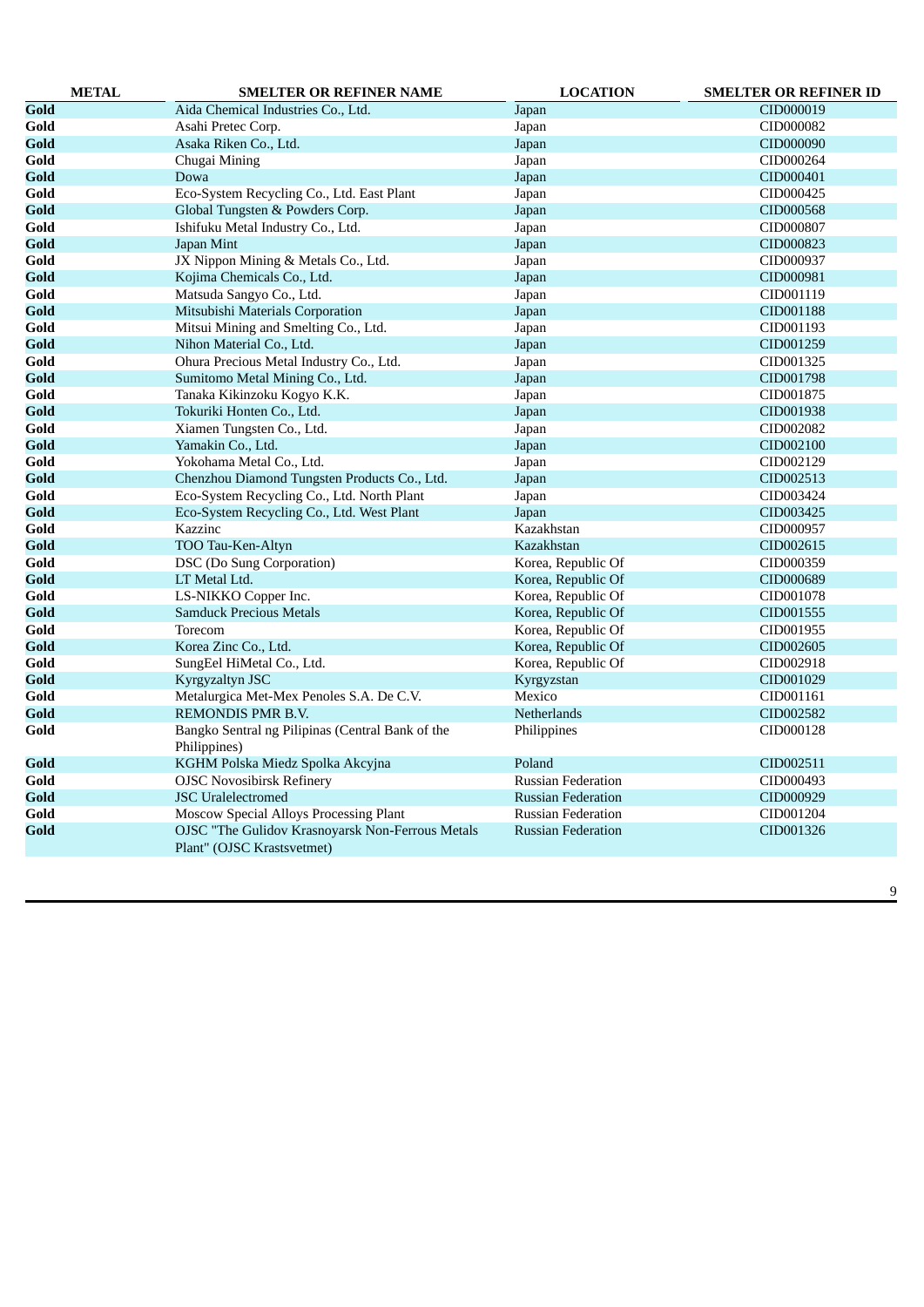| METAL | SMELTER OR REFINER NAME | LOCATION | SMELTER OR REFINER ID |
|---|---|---|---|
| **Gold** | Aida Chemical Industries Co., Ltd. | Japan | CID000019 |
| **Gold** | Asahi Pretec Corp. | Japan | CID000082 |
| **Gold** | Asaka Riken Co., Ltd. | Japan | CID000090 |
| **Gold** | Chugai Mining | Japan | CID000264 |
| **Gold** | Dowa | Japan | CID000401 |
| **Gold** | Eco-System Recycling Co., Ltd. East Plant | Japan | CID000425 |
| **Gold** | Global Tungsten & Powders Corp. | Japan | CID000568 |
| **Gold** | Ishifuku Metal Industry Co., Ltd. | Japan | CID000807 |
| **Gold** | Japan Mint | Japan | CID000823 |
| **Gold** | JX Nippon Mining & Metals Co., Ltd. | Japan | CID000937 |
| **Gold** | Kojima Chemicals Co., Ltd. | Japan | CID000981 |
| **Gold** | Matsuda Sangyo Co., Ltd. | Japan | CID001119 |
| **Gold** | Mitsubishi Materials Corporation | Japan | CID001188 |
| **Gold** | Mitsui Mining and Smelting Co., Ltd. | Japan | CID001193 |
| **Gold** | Nihon Material Co., Ltd. | Japan | CID001259 |
| **Gold** | Ohura Precious Metal Industry Co., Ltd. | Japan | CID001325 |
| **Gold** | Sumitomo Metal Mining Co., Ltd. | Japan | CID001798 |
| **Gold** | Tanaka Kikinzoku Kogyo K.K. | Japan | CID001875 |
| **Gold** | Tokuriki Honten Co., Ltd. | Japan | CID001938 |
| **Gold** | Xiamen Tungsten Co., Ltd. | Japan | CID002082 |
| **Gold** | Yamakin Co., Ltd. | Japan | CID002100 |
| **Gold** | Yokohama Metal Co., Ltd. | Japan | CID002129 |
| **Gold** | Chenzhou Diamond Tungsten Products Co., Ltd. | Japan | CID002513 |
| **Gold** | Eco-System Recycling Co., Ltd. North Plant | Japan | CID003424 |
| **Gold** | Eco-System Recycling Co., Ltd. West Plant | Japan | CID003425 |
| **Gold** | Kazzinc | Kazakhstan | CID000957 |
| **Gold** | TOO Tau-Ken-Altyn | Kazakhstan | CID002615 |
| **Gold** | DSC (Do Sung Corporation) | Korea, Republic Of | CID000359 |
| **Gold** | LT Metal Ltd. | Korea, Republic Of | CID000689 |
| **Gold** | LS-NIKKO Copper Inc. | Korea, Republic Of | CID001078 |
| **Gold** | Samduck Precious Metals | Korea, Republic Of | CID001555 |
| **Gold** | Torecom | Korea, Republic Of | CID001955 |
| **Gold** | Korea Zinc Co., Ltd. | Korea, Republic Of | CID002605 |
| **Gold** | SungEel HiMetal Co., Ltd. | Korea, Republic Of | CID002918 |
| **Gold** | Kyrgyzaltyn JSC | Kyrgyzstan | CID001029 |
| **Gold** | Metalurgica Met-Mex Penoles S.A. De C.V. | Mexico | CID001161 |
| **Gold** | REMONDIS PMR B.V. | Netherlands | CID002582 |
| **Gold** | Bangko Sentral ng Pilipinas (Central Bank of the Philippines) | Philippines | CID000128 |
| **Gold** | KGHM Polska Miedz Spolka Akcyjna | Poland | CID002511 |
| **Gold** | OJSC Novosibirsk Refinery | Russian Federation | CID000493 |
| **Gold** | JSC Uralelectromed | Russian Federation | CID000929 |
| **Gold** | Moscow Special Alloys Processing Plant | Russian Federation | CID001204 |
| **Gold** | OJSC "The Gulidov Krasnoyarsk Non-Ferrous Metals Plant" (OJSC Krastsvetmet) | Russian Federation | CID001326 |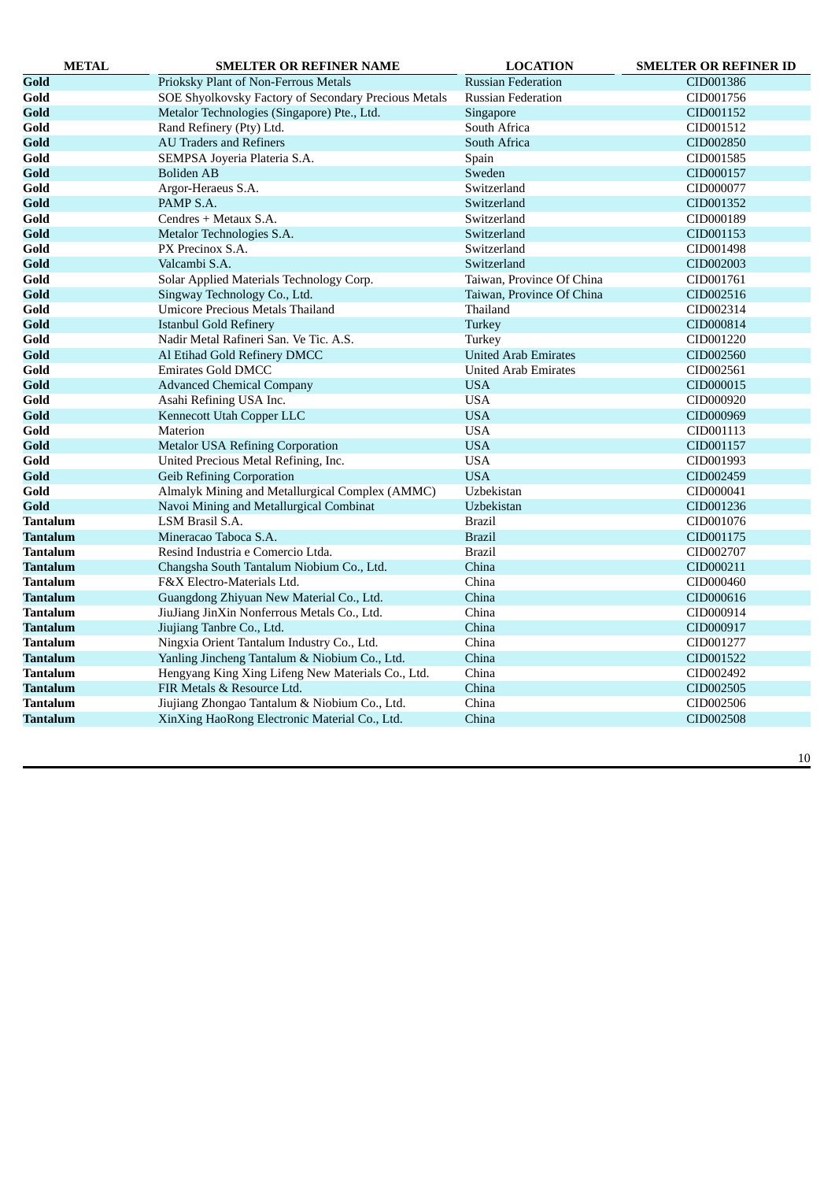| METAL | SMELTER OR REFINER NAME | LOCATION | SMELTER OR REFINER ID |
|---|---|---|---|
| **Gold** | Prioksky Plant of Non-Ferrous Metals | Russian Federation | CID001386 |
| **Gold** | SOE Shyolkovsky Factory of Secondary Precious Metals | Russian Federation | CID001756 |
| **Gold** | Metalor Technologies (Singapore) Pte., Ltd. | Singapore | CID001152 |
| **Gold** | Rand Refinery (Pty) Ltd. | South Africa | CID001512 |
| **Gold** | AU Traders and Refiners | South Africa | CID002850 |
| **Gold** | SEMPSA Joyeria Plateria S.A. | Spain | CID001585 |
| **Gold** | Boliden AB | Sweden | CID000157 |
| **Gold** | Argor-Heraeus S.A. | Switzerland | CID000077 |
| **Gold** | PAMP S.A. | Switzerland | CID001352 |
| **Gold** | Cendres + Metaux S.A. | Switzerland | CID000189 |
| **Gold** | Metalor Technologies S.A. | Switzerland | CID001153 |
| **Gold** | PX Precinox S.A. | Switzerland | CID001498 |
| **Gold** | Valcambi S.A. | Switzerland | CID002003 |
| **Gold** | Solar Applied Materials Technology Corp. | Taiwan, Province Of China | CID001761 |
| **Gold** | Singway Technology Co., Ltd. | Taiwan, Province Of China | CID002516 |
| **Gold** | Umicore Precious Metals Thailand | Thailand | CID002314 |
| **Gold** | Istanbul Gold Refinery | Turkey | CID000814 |
| **Gold** | Nadir Metal Rafineri San. Ve Tic. A.S. | Turkey | CID001220 |
| **Gold** | Al Etihad Gold Refinery DMCC | United Arab Emirates | CID002560 |
| **Gold** | Emirates Gold DMCC | United Arab Emirates | CID002561 |
| **Gold** | Advanced Chemical Company | USA | CID000015 |
| **Gold** | Asahi Refining USA Inc. | USA | CID000920 |
| **Gold** | Kennecott Utah Copper LLC | USA | CID000969 |
| **Gold** | Materion | USA | CID001113 |
| **Gold** | Metalor USA Refining Corporation | USA | CID001157 |
| **Gold** | United Precious Metal Refining, Inc. | USA | CID001993 |
| **Gold** | Geib Refining Corporation | USA | CID002459 |
| **Gold** | Almalyk Mining and Metallurgical Complex (AMMC) | Uzbekistan | CID000041 |
| **Gold** | Navoi Mining and Metallurgical Combinat | Uzbekistan | CID001236 |
| **Tantalum** | LSM Brasil S.A. | Brazil | CID001076 |
| **Tantalum** | Mineracao Taboca S.A. | Brazil | CID001175 |
| **Tantalum** | Resind Industria e Comercio Ltda. | Brazil | CID002707 |
| **Tantalum** | Changsha South Tantalum Niobium Co., Ltd. | China | CID000211 |
| **Tantalum** | F&X Electro-Materials Ltd. | China | CID000460 |
| **Tantalum** | Guangdong Zhiyuan New Material Co., Ltd. | China | CID000616 |
| **Tantalum** | JiuJiang JinXin Nonferrous Metals Co., Ltd. | China | CID000914 |
| **Tantalum** | Jiujiang Tanbre Co., Ltd. | China | CID000917 |
| **Tantalum** | Ningxia Orient Tantalum Industry Co., Ltd. | China | CID001277 |
| **Tantalum** | Yanling Jincheng Tantalum & Niobium Co., Ltd. | China | CID001522 |
| **Tantalum** | Hengyang King Xing Lifeng New Materials Co., Ltd. | China | CID002492 |
| **Tantalum** | FIR Metals & Resource Ltd. | China | CID002505 |
| **Tantalum** | Jiujiang Zhongao Tantalum & Niobium Co., Ltd. | China | CID002506 |
| **Tantalum** | XinXing HaoRong Electronic Material Co., Ltd. | China | CID002508 |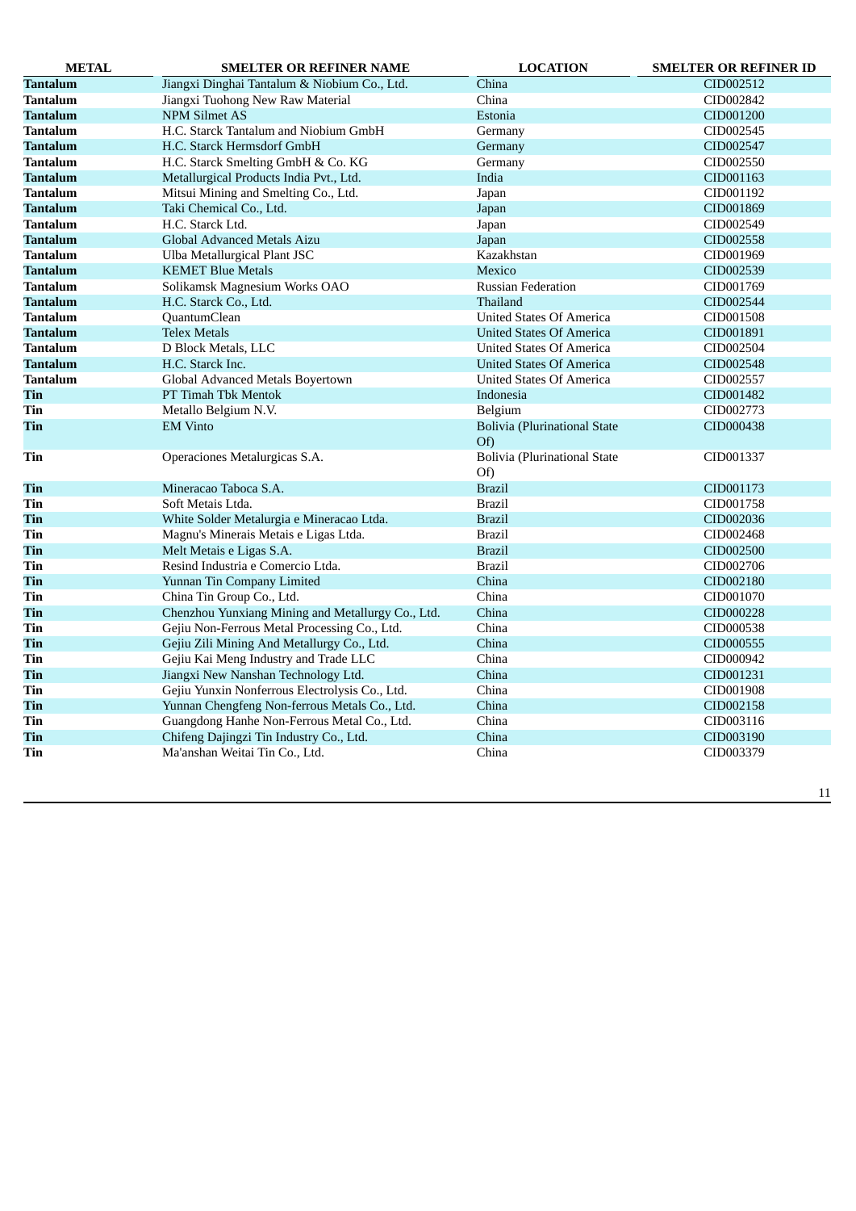| METAL | SMELTER OR REFINER NAME | LOCATION | SMELTER OR REFINER ID |
|---|---|---|---|
| **Tantalum** | Jiangxi Dinghai Tantalum & Niobium Co., Ltd. | China | CID002512 |
| **Tantalum** | Jiangxi Tuohong New Raw Material | China | CID002842 |
| **Tantalum** | NPM Silmet AS | Estonia | CID001200 |
| **Tantalum** | H.C. Starck Tantalum and Niobium GmbH | Germany | CID002545 |
| **Tantalum** | H.C. Starck Hermsdorf GmbH | Germany | CID002547 |
| **Tantalum** | H.C. Starck Smelting GmbH & Co. KG | Germany | CID002550 |
| **Tantalum** | Metallurgical Products India Pvt., Ltd. | India | CID001163 |
| **Tantalum** | Mitsui Mining and Smelting Co., Ltd. | Japan | CID001192 |
| **Tantalum** | Taki Chemical Co., Ltd. | Japan | CID001869 |
| **Tantalum** | H.C. Starck Ltd. | Japan | CID002549 |
| **Tantalum** | Global Advanced Metals Aizu | Japan | CID002558 |
| **Tantalum** | Ulba Metallurgical Plant JSC | Kazakhstan | CID001969 |
| **Tantalum** | KEMET Blue Metals | Mexico | CID002539 |
| **Tantalum** | Solikamsk Magnesium Works OAO | Russian Federation | CID001769 |
| **Tantalum** | H.C. Starck Co., Ltd. | Thailand | CID002544 |
| **Tantalum** | QuantumClean | United States Of America | CID001508 |
| **Tantalum** | Telex Metals | United States Of America | CID001891 |
| **Tantalum** | D Block Metals, LLC | United States Of America | CID002504 |
| **Tantalum** | H.C. Starck Inc. | United States Of America | CID002548 |
| **Tantalum** | Global Advanced Metals Boyertown | United States Of America | CID002557 |
| **Tin** | PT Timah Tbk Mentok | Indonesia | CID001482 |
| **Tin** | Metallo Belgium N.V. | Belgium | CID002773 |
| **Tin** | EM Vinto | Bolivia (Plurinational State Of) | CID000438 |
| **Tin** | Operaciones Metalurgicas S.A. | Bolivia (Plurinational State Of) | CID001337 |
| **Tin** | Mineracao Taboca S.A. | Brazil | CID001173 |
| **Tin** | Soft Metais Ltda. | Brazil | CID001758 |
| **Tin** | White Solder Metalurgia e Mineracao Ltda. | Brazil | CID002036 |
| **Tin** | Magnu's Minerais Metais e Ligas Ltda. | Brazil | CID002468 |
| **Tin** | Melt Metais e Ligas S.A. | Brazil | CID002500 |
| **Tin** | Resind Industria e Comercio Ltda. | Brazil | CID002706 |
| **Tin** | Yunnan Tin Company Limited | China | CID002180 |
| **Tin** | China Tin Group Co., Ltd. | China | CID001070 |
| **Tin** | Chenzhou Yunxiang Mining and Metallurgy Co., Ltd. | China | CID000228 |
| **Tin** | Gejiu Non-Ferrous Metal Processing Co., Ltd. | China | CID000538 |
| **Tin** | Gejiu Zili Mining And Metallurgy Co., Ltd. | China | CID000555 |
| **Tin** | Gejiu Kai Meng Industry and Trade LLC | China | CID000942 |
| **Tin** | Jiangxi New Nanshan Technology Ltd. | China | CID001231 |
| **Tin** | Gejiu Yunxin Nonferrous Electrolysis Co., Ltd. | China | CID001908 |
| **Tin** | Yunnan Chengfeng Non-ferrous Metals Co., Ltd. | China | CID002158 |
| **Tin** | Guangdong Hanhe Non-Ferrous Metal Co., Ltd. | China | CID003116 |
| **Tin** | Chifeng Dajingzi Tin Industry Co., Ltd. | China | CID003190 |
| **Tin** | Ma'anshan Weitai Tin Co., Ltd. | China | CID003379 |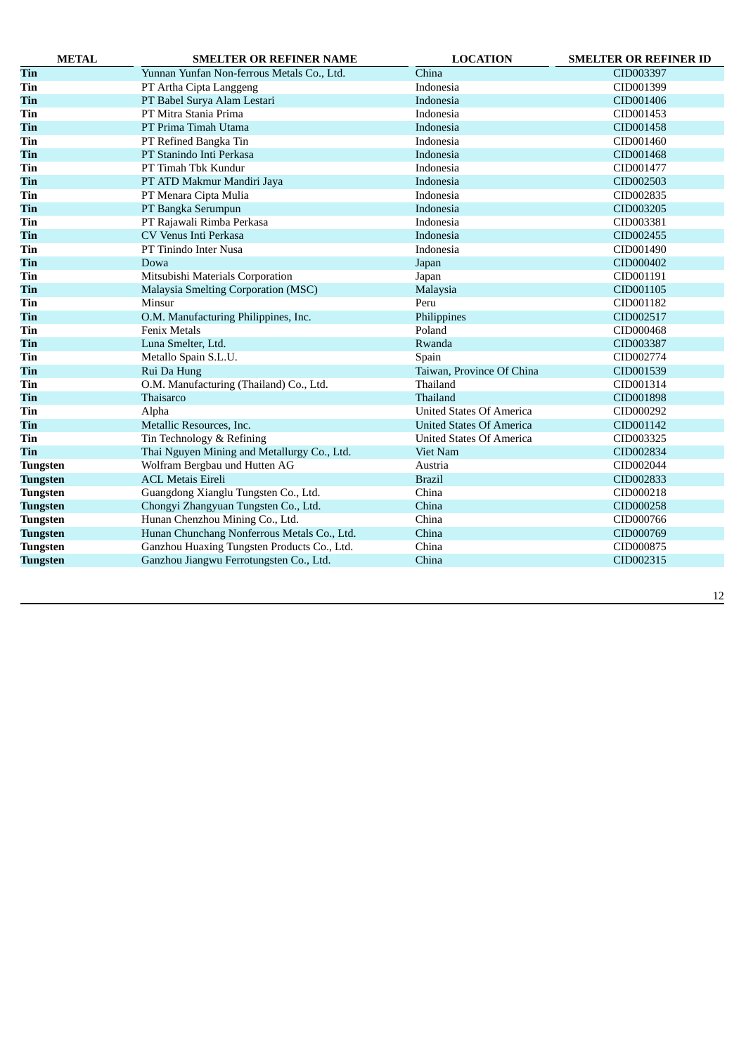| METAL | SMELTER OR REFINER NAME | LOCATION | SMELTER OR REFINER ID |
|---|---|---|---|
| **Tin** | Yunnan Yunfan Non-ferrous Metals Co., Ltd. | China | CID003397 |
| **Tin** | PT Artha Cipta Langgeng | Indonesia | CID001399 |
| **Tin** | PT Babel Surya Alam Lestari | Indonesia | CID001406 |
| **Tin** | PT Mitra Stania Prima | Indonesia | CID001453 |
| **Tin** | PT Prima Timah Utama | Indonesia | CID001458 |
| **Tin** | PT Refined Bangka Tin | Indonesia | CID001460 |
| **Tin** | PT Stanindo Inti Perkasa | Indonesia | CID001468 |
| **Tin** | PT Timah Tbk Kundur | Indonesia | CID001477 |
| **Tin** | PT ATD Makmur Mandiri Jaya | Indonesia | CID002503 |
| **Tin** | PT Menara Cipta Mulia | Indonesia | CID002835 |
| **Tin** | PT Bangka Serumpun | Indonesia | CID003205 |
| **Tin** | PT Rajawali Rimba Perkasa | Indonesia | CID003381 |
| **Tin** | CV Venus Inti Perkasa | Indonesia | CID002455 |
| **Tin** | PT Tinindo Inter Nusa | Indonesia | CID001490 |
| **Tin** | Dowa | Japan | CID000402 |
| **Tin** | Mitsubishi Materials Corporation | Japan | CID001191 |
| **Tin** | Malaysia Smelting Corporation (MSC) | Malaysia | CID001105 |
| **Tin** | Minsur | Peru | CID001182 |
| **Tin** | O.M. Manufacturing Philippines, Inc. | Philippines | CID002517 |
| **Tin** | Fenix Metals | Poland | CID000468 |
| **Tin** | Luna Smelter, Ltd. | Rwanda | CID003387 |
| **Tin** | Metallo Spain S.L.U. | Spain | CID002774 |
| **Tin** | Rui Da Hung | Taiwan, Province Of China | CID001539 |
| **Tin** | O.M. Manufacturing (Thailand) Co., Ltd. | Thailand | CID001314 |
| **Tin** | Thaisarco | Thailand | CID001898 |
| **Tin** | Alpha | United States Of America | CID000292 |
| **Tin** | Metallic Resources, Inc. | United States Of America | CID001142 |
| **Tin** | Tin Technology & Refining | United States Of America | CID003325 |
| **Tin** | Thai Nguyen Mining and Metallurgy Co., Ltd. | Viet Nam | CID002834 |
| **Tungsten** | Wolfram Bergbau und Hutten AG | Austria | CID002044 |
| **Tungsten** | ACL Metais Eireli | Brazil | CID002833 |
| **Tungsten** | Guangdong Xianglu Tungsten Co., Ltd. | China | CID000218 |
| **Tungsten** | Chongyi Zhangyuan Tungsten Co., Ltd. | China | CID000258 |
| **Tungsten** | Hunan Chenzhou Mining Co., Ltd. | China | CID000766 |
| **Tungsten** | Hunan Chunchang Nonferrous Metals Co., Ltd. | China | CID000769 |
| **Tungsten** | Ganzhou Huaxing Tungsten Products Co., Ltd. | China | CID000875 |
| **Tungsten** | Ganzhou Jiangwu Ferrotungsten Co., Ltd. | China | CID002315 |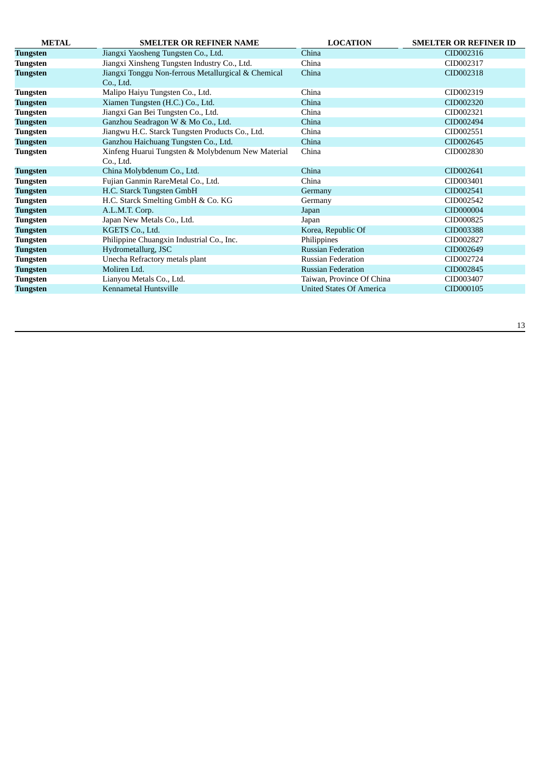| METAL | SMELTER OR REFINER NAME | LOCATION | SMELTER OR REFINER ID |
|---|---|---|---|
| **Tungsten** | Jiangxi Yaosheng Tungsten Co., Ltd. | China | CID002316 |
| **Tungsten** | Jiangxi Xinsheng Tungsten Industry Co., Ltd. | China | CID002317 |
| **Tungsten** | Jiangxi Tonggu Non-ferrous Metallurgical & Chemical Co., Ltd. | China | CID002318 |
| **Tungsten** | Malipo Haiyu Tungsten Co., Ltd. | China | CID002319 |
| **Tungsten** | Xiamen Tungsten (H.C.) Co., Ltd. | China | CID002320 |
| **Tungsten** | Jiangxi Gan Bei Tungsten Co., Ltd. | China | CID002321 |
| **Tungsten** | Ganzhou Seadragon W & Mo Co., Ltd. | China | CID002494 |
| **Tungsten** | Jiangwu H.C. Starck Tungsten Products Co., Ltd. | China | CID002551 |
| **Tungsten** | Ganzhou Haichuang Tungsten Co., Ltd. | China | CID002645 |
| **Tungsten** | Xinfeng Huarui Tungsten & Molybdenum New Material Co., Ltd. | China | CID002830 |
| **Tungsten** | China Molybdenum Co., Ltd. | China | CID002641 |
| **Tungsten** | Fujian Ganmin RareMetal Co., Ltd. | China | CID003401 |
| **Tungsten** | H.C. Starck Tungsten GmbH | Germany | CID002541 |
| **Tungsten** | H.C. Starck Smelting GmbH & Co. KG | Germany | CID002542 |
| **Tungsten** | A.L.M.T. Corp. | Japan | CID000004 |
| **Tungsten** | Japan New Metals Co., Ltd. | Japan | CID000825 |
| **Tungsten** | KGETS Co., Ltd. | Korea, Republic Of | CID003388 |
| **Tungsten** | Philippine Chuangxin Industrial Co., Inc. | Philippines | CID002827 |
| **Tungsten** | Hydrometallurg, JSC | Russian Federation | CID002649 |
| **Tungsten** | Unecha Refractory metals plant | Russian Federation | CID002724 |
| **Tungsten** | Moliren Ltd. | Russian Federation | CID002845 |
| **Tungsten** | Lianyou Metals Co., Ltd. | Taiwan, Province Of China | CID003407 |
| **Tungsten** | Kennametal Huntsville | United States Of America | CID000105 |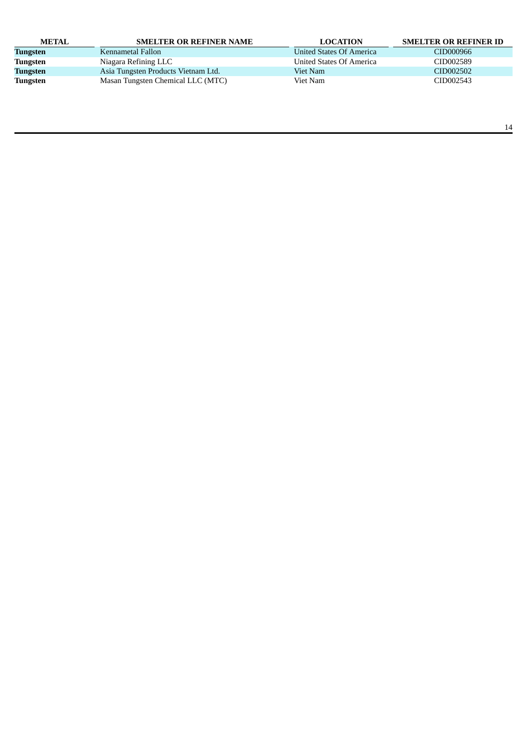| METAL | SMELTER OR REFINER NAME | LOCATION | SMELTER OR REFINER ID |
|---|---|---|---|
| **Tungsten** | Kennametal Fallon | United States Of America | CID000966 |
| **Tungsten** | Niagara Refining LLC | United States Of America | CID002589 |
| **Tungsten** | Asia Tungsten Products Vietnam Ltd. | Viet Nam | CID002502 |
| **Tungsten** | Masan Tungsten Chemical LLC (MTC) | Viet Nam | CID002543 |